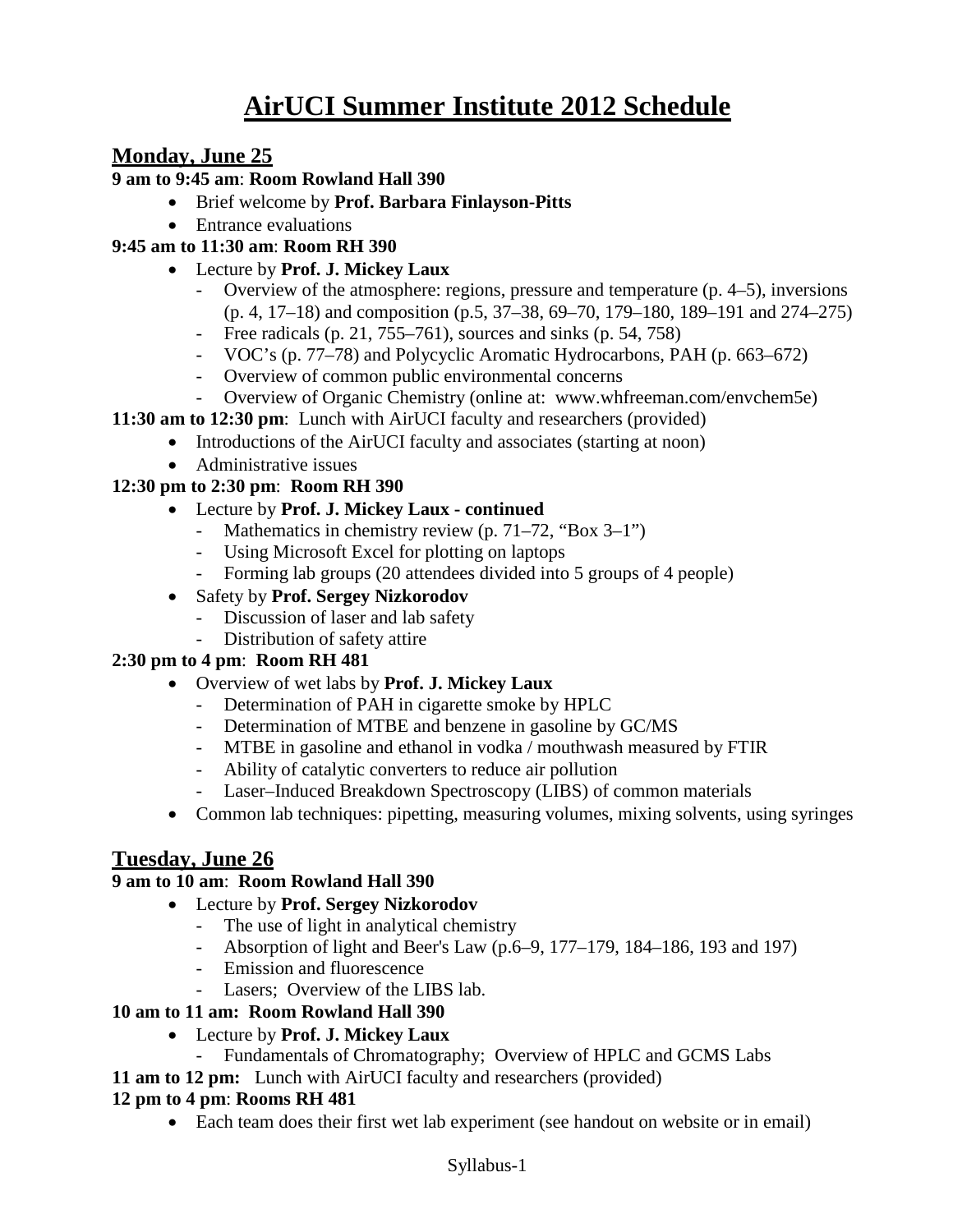# AirUCI Summer Institute 2012 Schedule

## Monday, June 25

**9 am to 9:45 am**: **Room Rowland Hall 390**

- Brief welcome by **Prof. Barbara Finlayson-Pitts**
- Entrance evaluations

**9:45 am to 11:30 am**: **Room RH 390**

- Lecture by **Prof. J. Mickey Laux**
  - Overview of the atmosphere: regions, pressure and temperature (p. 4–5), inversions (p. 4, 17–18) and composition (p.5, 37–38, 69–70, 179–180, 189–191 and 274–275)
  - Free radicals (p. 21, 755–761), sources and sinks (p. 54, 758)
  - VOC's (p. 77–78) and Polycyclic Aromatic Hydrocarbons, PAH (p. 663–672)
  - Overview of common public environmental concerns
  - Overview of Organic Chemistry (online at: www.whfreeman.com/envchem5e)

**11:30 am to 12:30 pm**: Lunch with AirUCI faculty and researchers (provided)

- Introductions of the AirUCI faculty and associates (starting at noon)
- Administrative issues

**12:30 pm to 2:30 pm**: **Room RH 390**

- Lecture by **Prof. J. Mickey Laux - continued**
  - Mathematics in chemistry review (p. 71–72, "Box 3–1")
  - Using Microsoft Excel for plotting on laptops
  - Forming lab groups (20 attendees divided into 5 groups of 4 people)
- Safety by **Prof. Sergey Nizkorodov**
  - Discussion of laser and lab safety
  - Distribution of safety attire

**2:30 pm to 4 pm**: **Room RH 481**

- Overview of wet labs by **Prof. J. Mickey Laux**
  - Determination of PAH in cigarette smoke by HPLC
  - Determination of MTBE and benzene in gasoline by GC/MS
  - MTBE in gasoline and ethanol in vodka / mouthwash measured by FTIR
  - Ability of catalytic converters to reduce air pollution
  - Laser–Induced Breakdown Spectroscopy (LIBS) of common materials
- Common lab techniques: pipetting, measuring volumes, mixing solvents, using syringes

## Tuesday, June 26

**9 am to 10 am**: **Room Rowland Hall 390**

- Lecture by **Prof. Sergey Nizkorodov**
  - The use of light in analytical chemistry
  - Absorption of light and Beer's Law (p.6–9, 177–179, 184–186, 193 and 197)
  - Emission and fluorescence
  - Lasers; Overview of the LIBS lab.

**10 am to 11 am: Room Rowland Hall 390**

- Lecture by **Prof. J. Mickey Laux**
  - Fundamentals of Chromatography; Overview of HPLC and GCMS Labs

**11 am to 12 pm:** Lunch with AirUCI faculty and researchers (provided)

**12 pm to 4 pm**: **Rooms RH 481**

- Each team does their first wet lab experiment (see handout on website or in email)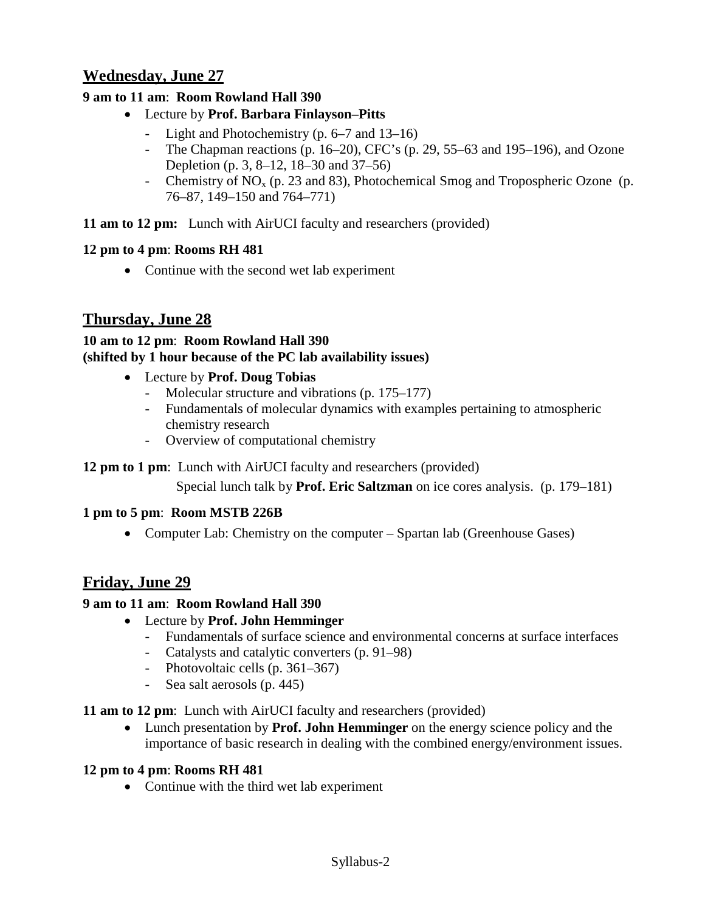## Wednesday, June 27

**9 am to 11 am**: **Room Rowland Hall 390**

- Lecture by **Prof. Barbara Finlayson–Pitts**
  - Light and Photochemistry (p. 6–7 and 13–16)
  - The Chapman reactions (p. 16–20), CFC's (p. 29, 55–63 and 195–196), and Ozone Depletion (p. 3, 8–12, 18–30 and 37–56)
  - Chemistry of $NO_x$ (p. 23 and 83), Photochemical Smog and Tropospheric Ozone (p. 76–87, 149–150 and 764–771)

**11 am to 12 pm:** Lunch with AirUCI faculty and researchers (provided)

**12 pm to 4 pm**: **Rooms RH 481**

- Continue with the second wet lab experiment

## Thursday, June 28

**10 am to 12 pm**: **Room Rowland Hall 390**
**(shifted by 1 hour because of the PC lab availability issues)**

- Lecture by **Prof. Doug Tobias**
  - Molecular structure and vibrations (p. 175–177)
  - Fundamentals of molecular dynamics with examples pertaining to atmospheric chemistry research
  - Overview of computational chemistry

**12 pm to 1 pm**: Lunch with AirUCI faculty and researchers (provided)

Special lunch talk by **Prof. Eric Saltzman** on ice cores analysis. (p. 179–181)

**1 pm to 5 pm**: **Room MSTB 226B**

- Computer Lab: Chemistry on the computer – Spartan lab (Greenhouse Gases)

## Friday, June 29

**9 am to 11 am**: **Room Rowland Hall 390**

- Lecture by **Prof. John Hemminger**
  - Fundamentals of surface science and environmental concerns at surface interfaces
  - Catalysts and catalytic converters (p. 91–98)
  - Photovoltaic cells (p. 361–367)
  - Sea salt aerosols (p. 445)

**11 am to 12 pm**: Lunch with AirUCI faculty and researchers (provided)

- Lunch presentation by **Prof. John Hemminger** on the energy science policy and the importance of basic research in dealing with the combined energy/environment issues.

**12 pm to 4 pm**: **Rooms RH 481**

- Continue with the third wet lab experiment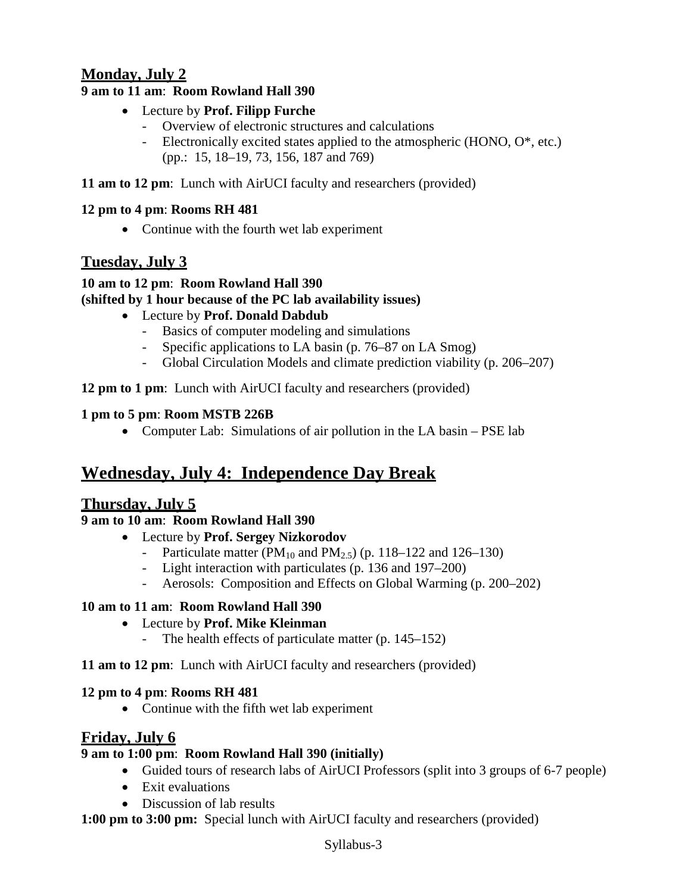## Monday, July 2

**9 am to 11 am**: **Room Rowland Hall 390**

- Lecture by **Prof. Filipp Furche**
  - Overview of electronic structures and calculations
  - Electronically excited states applied to the atmospheric (HONO, O*, etc.) (pp.: 15, 18–19, 73, 156, 187 and 769)

**11 am to 12 pm**: Lunch with AirUCI faculty and researchers (provided)

**12 pm to 4 pm**: **Rooms RH 481**

- Continue with the fourth wet lab experiment

## Tuesday, July 3

**10 am to 12 pm**: **Room Rowland Hall 390**
**(shifted by 1 hour because of the PC lab availability issues)**

- Lecture by **Prof. Donald Dabdub**
  - Basics of computer modeling and simulations
  - Specific applications to LA basin (p. 76–87 on LA Smog)
  - Global Circulation Models and climate prediction viability (p. 206–207)

**12 pm to 1 pm**: Lunch with AirUCI faculty and researchers (provided)

**1 pm to 5 pm**: **Room MSTB 226B**

- Computer Lab: Simulations of air pollution in the LA basin – PSE lab

# Wednesday, July 4: Independence Day Break

## Thursday, July 5

**9 am to 10 am**: **Room Rowland Hall 390**

- Lecture by **Prof. Sergey Nizkorodov**
  - Particulate matter ($PM_{10}$ and $PM_{2.5}$) (p. 118–122 and 126–130)
  - Light interaction with particulates (p. 136 and 197–200)
  - Aerosols: Composition and Effects on Global Warming (p. 200–202)

**10 am to 11 am**: **Room Rowland Hall 390**

- Lecture by **Prof. Mike Kleinman**
  - The health effects of particulate matter (p. 145–152)

**11 am to 12 pm**: Lunch with AirUCI faculty and researchers (provided)

**12 pm to 4 pm**: **Rooms RH 481**

- Continue with the fifth wet lab experiment

## Friday, July 6

**9 am to 1:00 pm**: **Room Rowland Hall 390 (initially)**

- Guided tours of research labs of AirUCI Professors (split into 3 groups of 6-7 people)
- Exit evaluations
- Discussion of lab results

**1:00 pm to 3:00 pm:** Special lunch with AirUCI faculty and researchers (provided)